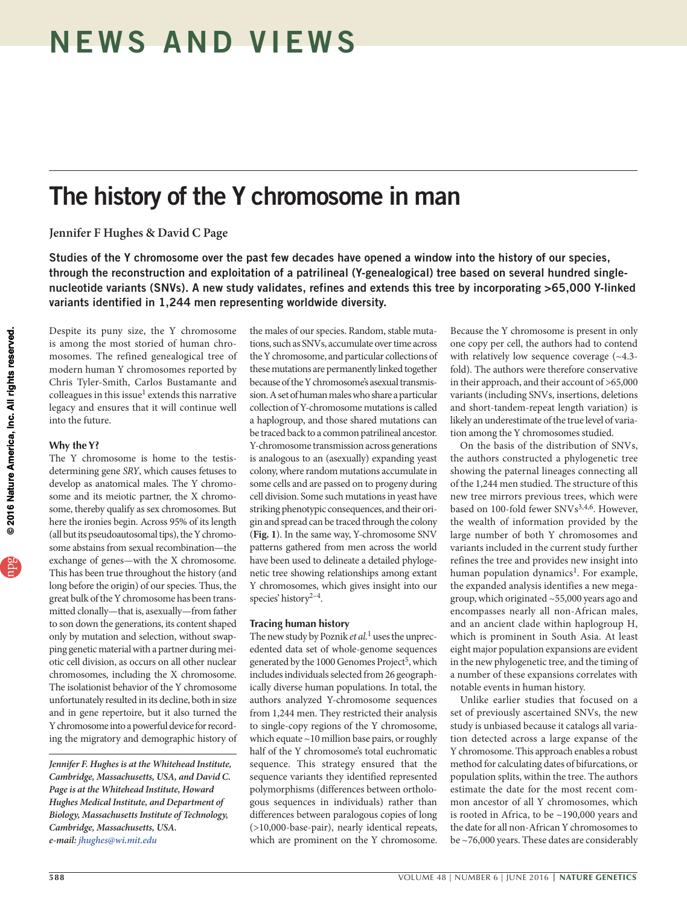# NEWS AND VIEWS

## The history of the Y chromosome in man

**Jennifer F Hughes & David C Page**

**Studies of the Y chromosome over the past few decades have opened a window into the history of our species, through the reconstruction and exploitation of a patrilineal (Y-genealogical) tree based on several hundred single-nucleotide variants (SNVs). A new study validates, refines and extends this tree by incorporating >65,000 Y-linked variants identified in 1,244 men representing worldwide diversity.**

Despite its puny size, the Y chromosome is among the most storied of human chromosomes. The refined genealogical tree of modern human Y chromosomes reported by Chris Tyler-Smith, Carlos Bustamante and colleagues in this issue[1] extends this narrative legacy and ensures that it will continue well into the future.

### Why the Y?

The Y chromosome is home to the testis-determining gene *SRY*, which causes fetuses to develop as anatomical males. The Y chromosome and its meiotic partner, the X chromosome, thereby qualify as sex chromosomes. But here the ironies begin. Across 95% of its length (all but its pseudoautosomal tips), the Y chromosome abstains from sexual recombination—the exchange of genes—with the X chromosome. This has been true throughout the history (and long before the origin) of our species. Thus, the great bulk of the Y chromosome has been transmitted clonally—that is, asexually—from father to son down the generations, its content shaped only by mutation and selection, without swapping genetic material with a partner during meiotic cell division, as occurs on all other nuclear chromosomes, including the X chromosome. The isolationist behavior of the Y chromosome unfortunately resulted in its decline, both in size and in gene repertoire, but it also turned the Y chromosome into a powerful device for recording the migratory and demographic history of the males of our species. Random, stable mutations, such as SNVs, accumulate over time across the Y chromosome, and particular collections of these mutations are permanently linked together because of the Y chromosome's asexual transmission. A set of human males who share a particular collection of Y-chromosome mutations is called a haplogroup, and those shared mutations can be traced back to a common patrilineal ancestor. Y-chromosome transmission across generations is analogous to an (asexually) expanding yeast colony, where random mutations accumulate in some cells and are passed on to progeny during cell division. Some such mutations in yeast have striking phenotypic consequences, and their origin and spread can be traced through the colony (**Fig. 1**). In the same way, Y-chromosome SNV patterns gathered from men across the world have been used to delineate a detailed phylogenetic tree showing relationships among extant Y chromosomes, which gives insight into our species' history[2–4].

### Tracing human history

The new study by Poznik *et al.*[1] uses the unprecedented data set of whole-genome sequences generated by the 1000 Genomes Project[5], which includes individuals selected from 26 geographically diverse human populations. In total, the authors analyzed Y-chromosome sequences from 1,244 men. They restricted their analysis to single-copy regions of the Y chromosome, which equate ~10 million base pairs, or roughly half of the Y chromosome's total euchromatic sequence. This strategy ensured that the sequence variants they identified represented polymorphisms (differences between orthologous sequences in individuals) rather than differences between paralogous copies of long (>10,000-base-pair), nearly identical repeats, which are prominent on the Y chromosome. Because the Y chromosome is present in only one copy per cell, the authors had to contend with relatively low sequence coverage (~4.3-fold). The authors were therefore conservative in their approach, and their account of >65,000 variants (including SNVs, insertions, deletions and short-tandem-repeat length variation) is likely an underestimate of the true level of variation among the Y chromosomes studied.

On the basis of the distribution of SNVs, the authors constructed a phylogenetic tree showing the paternal lineages connecting all of the 1,244 men studied. The structure of this new tree mirrors previous trees, which were based on 100-fold fewer SNVs[3,4,6]. However, the wealth of information provided by the large number of both Y chromosomes and variants included in the current study further refines the tree and provides new insight into human population dynamics[1]. For example, the expanded analysis identifies a new megagroup, which originated ~55,000 years ago and encompasses nearly all non-African males, and an ancient clade within haplogroup H, which is prominent in South Asia. At least eight major population expansions are evident in the new phylogenetic tree, and the timing of a number of these expansions correlates with notable events in human history.

Unlike earlier studies that focused on a set of previously ascertained SNVs, the new study is unbiased because it catalogs all variation detected across a large expanse of the Y chromosome. This approach enables a robust method for calculating dates of bifurcations, or population splits, within the tree. The authors estimate the date for the most recent common ancestor of all Y chromosomes, which is rooted in Africa, to be ~190,000 years and the date for all non-African Y chromosomes to be ~76,000 years. These dates are considerably

*Jennifer F. Hughes is at the Whitehead Institute, Cambridge, Massachusetts, USA, and David C. Page is at the Whitehead Institute, Howard Hughes Medical Institute, and Department of Biology, Massachusetts Institute of Technology, Cambridge, Massachusetts, USA.*
*e-mail: jhughes@wi.mit.edu*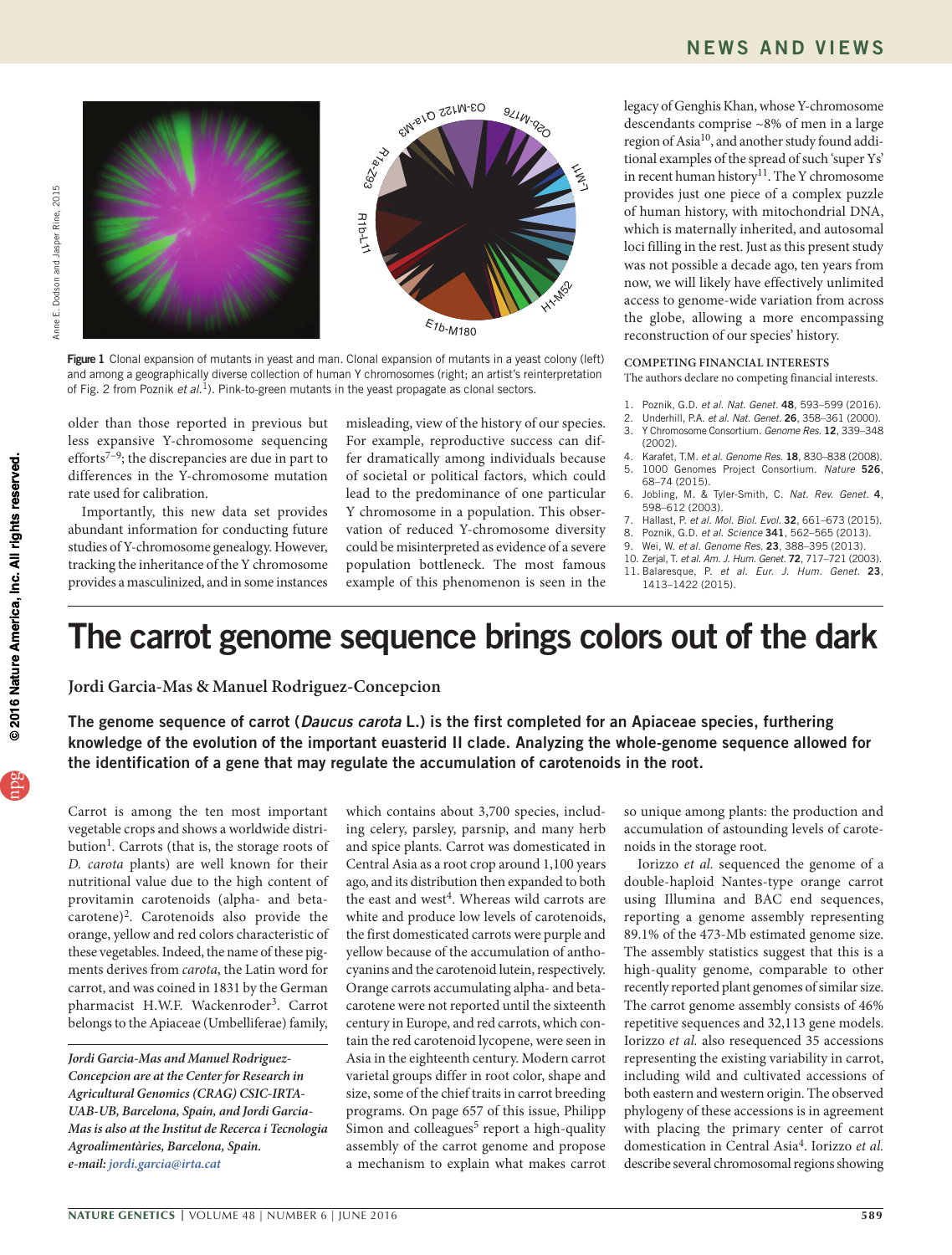Figure 1 Clonal expansion of mutants in yeast and man. Clonal expansion of mutants in a yeast colony (left) and among a geographically diverse collection of human Y chromosomes (right; an artist's reinterpretation of Fig. 2 from Poznik *et al.*[1]). Pink-to-green mutants in the yeast propagate as clonal sectors.

older than those reported in previous but less expansive Y-chromosome sequencing efforts[7–9]; the discrepancies are due in part to differences in the Y-chromosome mutation rate used for calibration.

Importantly, this new data set provides abundant information for conducting future studies of Y-chromosome genealogy. However, tracking the inheritance of the Y chromosome provides a masculinized, and in some instances misleading, view of the history of our species. For example, reproductive success can differ dramatically among individuals because of societal or political factors, which could lead to the predominance of one particular Y chromosome in a population. This observation of reduced Y-chromosome diversity could be misinterpreted as evidence of a severe population bottleneck. The most famous example of this phenomenon is seen in the legacy of Genghis Khan, whose Y-chromosome descendants comprise ~8% of men in a large region of Asia[10], and another study found additional examples of the spread of such 'super Ys' in recent human history[11]. The Y chromosome provides just one piece of a complex puzzle of human history, with mitochondrial DNA, which is maternally inherited, and autosomal loci filling in the rest. Just as this present study was not possible a decade ago, ten years from now, we will likely have effectively unlimited access to genome-wide variation from across the globe, allowing a more encompassing reconstruction of our species' history.

**COMPETING FINANCIAL INTERESTS**

The authors declare no competing financial interests.

1. Poznik, G.D. *et al. Nat. Genet.* **48**, 593–599 (2016).
2. Underhill, P.A. *et al. Nat. Genet.* **26**, 358–361 (2000).
3. Y Chromosome Consortium. *Genome Res.* **12**, 339–348 (2002).
4. Karafet, T.M. *et al. Genome Res.* **18**, 830–838 (2008).
5. 1000 Genomes Project Consortium. *Nature* **526**, 68–74 (2015).
6. Jobling, M. & Tyler-Smith, C. *Nat. Rev. Genet.* **4**, 598–612 (2003).
7. Hallast, P. *et al. Mol. Biol. Evol.* **32**, 661–673 (2015).
8. Poznik, G.D. *et al. Science* **341**, 562–565 (2013).
9. Wei, W. *et al. Genome Res.* **23**, 388–395 (2013).
10. Zerjal, T. *et al. Am. J. Hum. Genet.* **72**, 717–721 (2003).
11. Balaresque, P. *et al. Eur. J. Hum. Genet.* **23**, 1413–1422 (2015).

# The carrot genome sequence brings colors out of the dark

**Jordi Garcia-Mas & Manuel Rodriguez-Concepcion**

**The genome sequence of carrot (*Daucus carota* L.) is the first completed for an Apiaceae species, furthering knowledge of the evolution of the important euasterid II clade. Analyzing the whole-genome sequence allowed for the identification of a gene that may regulate the accumulation of carotenoids in the root.**

Carrot is among the ten most important vegetable crops and shows a worldwide distribution[1]. Carrots (that is, the storage roots of *D. carota* plants) are well known for their nutritional value due to the high content of provitamin carotenoids (alpha- and beta-carotene)[2]. Carotenoids also provide the orange, yellow and red colors characteristic of these vegetables. Indeed, the name of these pigments derives from *carota*, the Latin word for carrot, and was coined in 1831 by the German pharmacist H.W.F. Wackenroder[3]. Carrot belongs to the Apiaceae (Umbelliferae) family, which contains about 3,700 species, including celery, parsley, parsnip, and many herb and spice plants. Carrot was domesticated in Central Asia as a root crop around 1,100 years ago, and its distribution then expanded to both the east and west[4]. Whereas wild carrots are white and produce low levels of carotenoids, the first domesticated carrots were purple and yellow because of the accumulation of anthocyanins and the carotenoid lutein, respectively. Orange carrots accumulating alpha- and beta-carotene were not reported until the sixteenth century in Europe, and red carrots, which contain the red carotenoid lycopene, were seen in Asia in the eighteenth century. Modern carrot varietal groups differ in root color, shape and size, some of the chief traits in carrot breeding programs. On page 657 of this issue, Philipp Simon and colleagues[5] report a high-quality assembly of the carrot genome and propose a mechanism to explain what makes carrot so unique among plants: the production and accumulation of astounding levels of carotenoids in the storage root.

Iorizzo *et al.* sequenced the genome of a double-haploid Nantes-type orange carrot using Illumina and BAC end sequences, reporting a genome assembly representing 89.1% of the 473-Mb estimated genome size. The assembly statistics suggest that this is a high-quality genome, comparable to other recently reported plant genomes of similar size. The carrot genome assembly consists of 46% repetitive sequences and 32,113 gene models. Iorizzo *et al.* also resequenced 35 accessions representing the existing variability in carrot, including wild and cultivated accessions of both eastern and western origin. The observed phylogeny of these accessions is in agreement with placing the primary center of carrot domestication in Central Asia[4]. Iorizzo *et al.* describe several chromosomal regions showing

*Jordi Garcia-Mas and Manuel Rodriguez-Concepcion are at the Center for Research in Agricultural Genomics (CRAG) CSIC-IRTA-UAB-UB, Barcelona, Spain, and Jordi Garcia-Mas is also at the Institut de Recerca i Tecnologia Agroalimentàries, Barcelona, Spain.*
*e-mail: jordi.garcia@irta.cat*